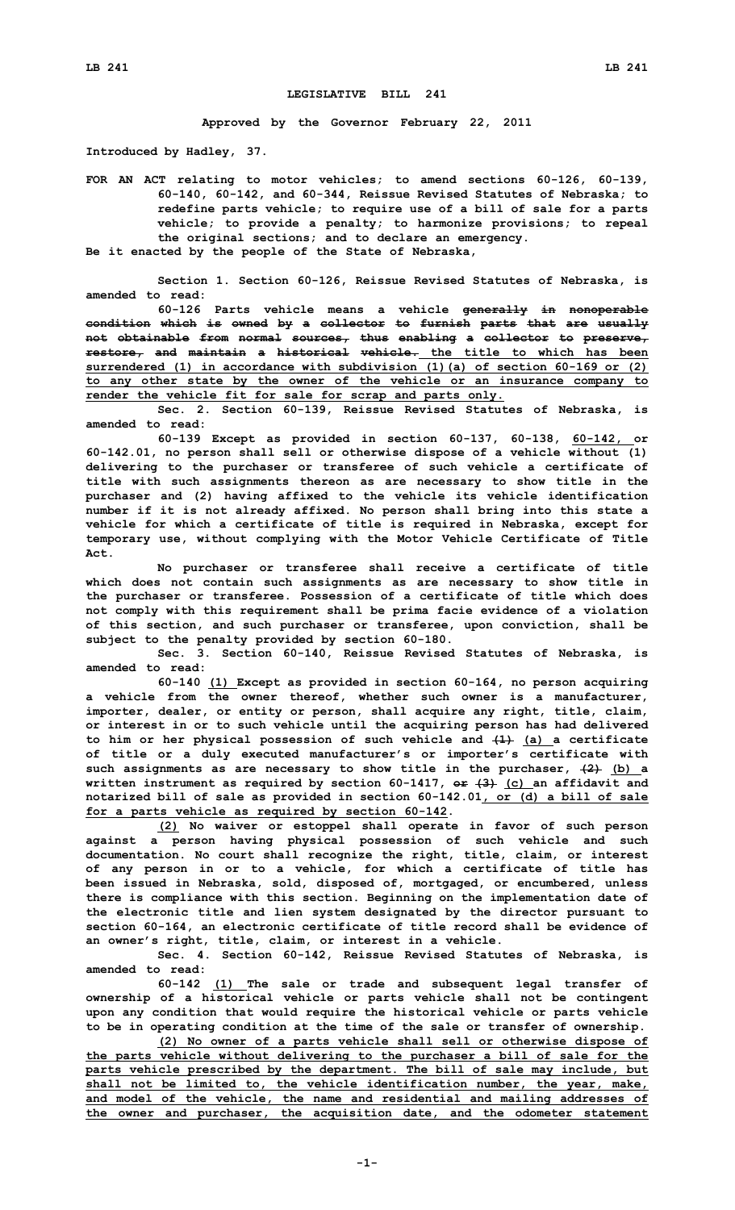# LEGISLATIVE BILL 241

**Approved by the Governor February 22, 2011**

**Introduced by Hadley, 37.**

**FOR AN ACT relating to motor vehicles; to amend sections 60-126, 60-139, 60-140, 60-142, and 60-344, Reissue Revised Statutes of Nebraska; to redefine parts vehicle; to require use of a bill of sale for a parts vehicle; to provide a penalty; to harmonize provisions; to repeal the original sections; and to declare an emergency.**

**Be it enacted by the people of the State of Nebraska,**

**Section 1. Section 60-126, Reissue Revised Statutes of Nebraska, is amended to read:**

**60-126 Parts vehicle means a vehicle ~~generally in nonoperable condition which is owned by a collector to furnish parts that are usually not obtainable from normal sources, thus enabling a collector to preserve, restore, and maintain a historical vehicle.~~ <u>the title to which has been surrendered (1) in accordance with subdivision (1)(a) of section 60-169 or (2) to any other state by the owner of the vehicle or an insurance company to render the vehicle fit for sale for scrap and parts only.</u>**

**Sec. 2. Section 60-139, Reissue Revised Statutes of Nebraska, is amended to read:**

**60-139 Except as provided in section 60-137, 60-138, <u>60-142,</u> or 60-142.01, no person shall sell or otherwise dispose of a vehicle without (1) delivering to the purchaser or transferee of such vehicle a certificate of title with such assignments thereon as are necessary to show title in the purchaser and (2) having affixed to the vehicle its vehicle identification number if it is not already affixed. No person shall bring into this state a vehicle for which a certificate of title is required in Nebraska, except for temporary use, without complying with the Motor Vehicle Certificate of Title Act.**

**No purchaser or transferee shall receive a certificate of title which does not contain such assignments as are necessary to show title in the purchaser or transferee. Possession of a certificate of title which does not comply with this requirement shall be prima facie evidence of a violation of this section, and such purchaser or transferee, upon conviction, shall be subject to the penalty provided by section 60-180.**

**Sec. 3. Section 60-140, Reissue Revised Statutes of Nebraska, is amended to read:**

**60-140 <u>(1)</u> Except as provided in section 60-164, no person acquiring a vehicle from the owner thereof, whether such owner is a manufacturer, importer, dealer, or entity or person, shall acquire any right, title, claim, or interest in or to such vehicle until the acquiring person has had delivered to him or her physical possession of such vehicle and ~~(1)~~ <u>(a)</u> a certificate of title or a duly executed manufacturer's or importer's certificate with such assignments as are necessary to show title in the purchaser, ~~(2)~~ <u>(b)</u> a written instrument as required by section 60-1417, ~~or~~ ~~(3)~~ <u>(c)</u> an affidavit and notarized bill of sale as provided in section 60-142.01<u>, or (d) a bill of sale for a parts vehicle as required by section 60-142</u>.**

**<u>(2)</u> No waiver or estoppel shall operate in favor of such person against a person having physical possession of such vehicle and such documentation. No court shall recognize the right, title, claim, or interest of any person in or to a vehicle, for which a certificate of title has been issued in Nebraska, sold, disposed of, mortgaged, or encumbered, unless there is compliance with this section. Beginning on the implementation date of the electronic title and lien system designated by the director pursuant to section 60-164, an electronic certificate of title record shall be evidence of an owner's right, title, claim, or interest in a vehicle.**

**Sec. 4. Section 60-142, Reissue Revised Statutes of Nebraska, is amended to read:**

**60-142 <u>(1)</u> The sale or trade and subsequent legal transfer of ownership of a historical vehicle or parts vehicle shall not be contingent upon any condition that would require the historical vehicle or parts vehicle to be in operating condition at the time of the sale or transfer of ownership.**

**<u>(2) No owner of a parts vehicle shall sell or otherwise dispose of the parts vehicle without delivering to the purchaser a bill of sale for the parts vehicle prescribed by the department. The bill of sale may include, but shall not be limited to, the vehicle identification number, the year, make, and model of the vehicle, the name and residential and mailing addresses of the owner and purchaser, the acquisition date, and the odometer statement</u>**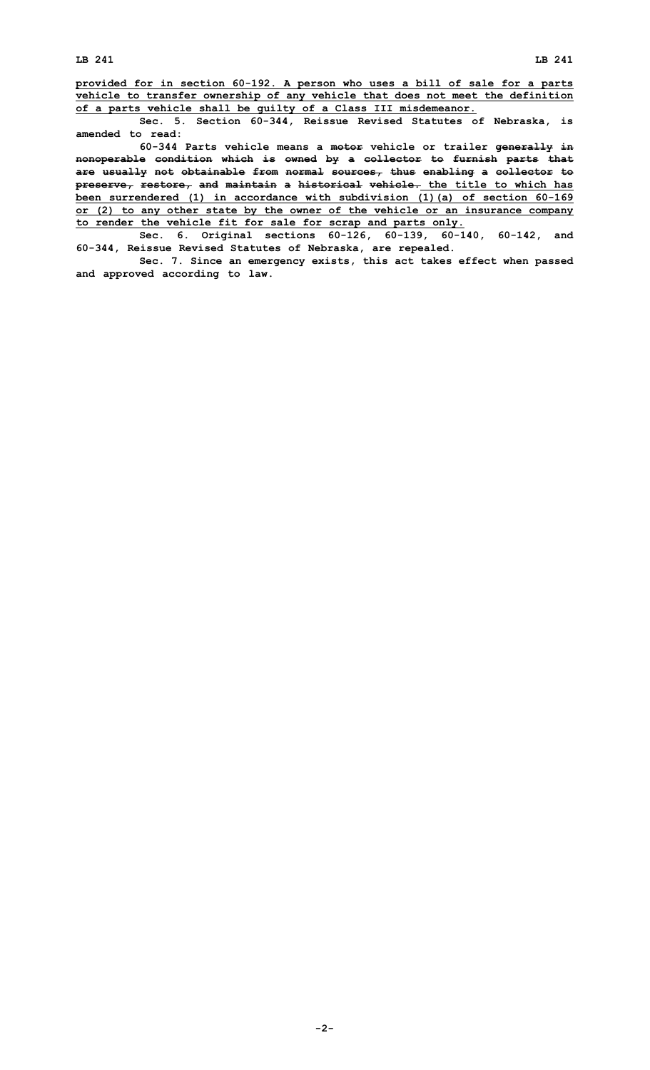provided for in section 60-192. A person who uses a bill of sale for a parts vehicle to transfer ownership of any vehicle that does not meet the definition of a parts vehicle shall be guilty of a Class III misdemeanor.

Sec. 5. Section 60-344, Reissue Revised Statutes of Nebraska, is amended to read:

60-344 Parts vehicle means a ~~motor~~ vehicle or trailer ~~generally in nonoperable condition which is owned by a collector to furnish parts that are usually not obtainable from normal sources, thus enabling a collector to preserve, restore, and maintain a historical vehicle.~~ the title to which has been surrendered (1) in accordance with subdivision (1)(a) of section 60-169 or (2) to any other state by the owner of the vehicle or an insurance company to render the vehicle fit for sale for scrap and parts only.

Sec. 6. Original sections 60-126, 60-139, 60-140, 60-142, and 60-344, Reissue Revised Statutes of Nebraska, are repealed.

Sec. 7. Since an emergency exists, this act takes effect when passed and approved according to law.